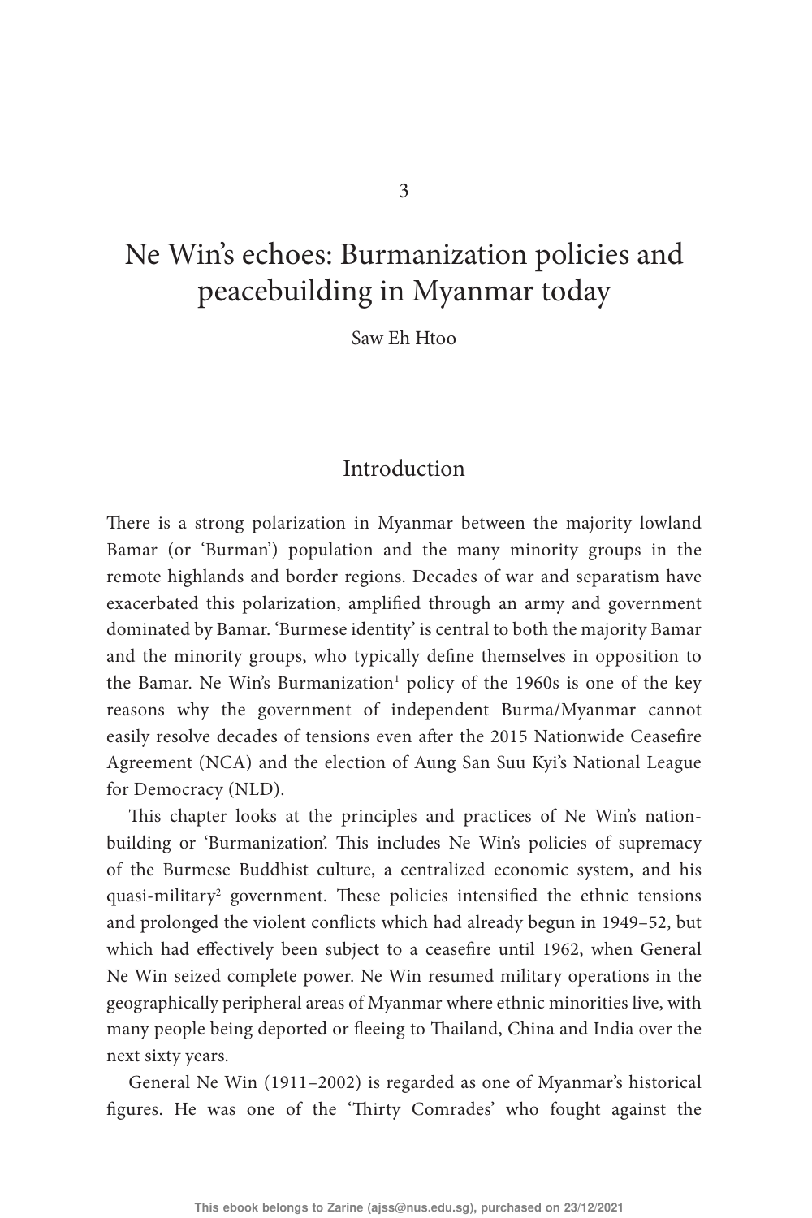3

# Ne Win's echoes: Burmanization policies and peacebuilding in Myanmar today

Saw Eh Htoo

## Introduction

There is a strong polarization in Myanmar between the majority lowland Bamar (or 'Burman') population and the many minority groups in the remote highlands and border regions. Decades of war and separatism have exacerbated this polarization, amplified through an army and government dominated by Bamar. 'Burmese identity' is central to both the majority Bamar and the minority groups, who typically define themselves in opposition to the Bamar. Ne Win's Burmanization[1] policy of the 1960s is one of the key reasons why the government of independent Burma/Myanmar cannot easily resolve decades of tensions even after the 2015 Nationwide Ceasefire Agreement (NCA) and the election of Aung San Suu Kyi's National League for Democracy (NLD).

This chapter looks at the principles and practices of Ne Win's nation-building or 'Burmanization'. This includes Ne Win's policies of supremacy of the Burmese Buddhist culture, a centralized economic system, and his quasi-military[2] government. These policies intensified the ethnic tensions and prolonged the violent conflicts which had already begun in 1949–52, but which had effectively been subject to a ceasefire until 1962, when General Ne Win seized complete power. Ne Win resumed military operations in the geographically peripheral areas of Myanmar where ethnic minorities live, with many people being deported or fleeing to Thailand, China and India over the next sixty years.

General Ne Win (1911–2002) is regarded as one of Myanmar's historical figures. He was one of the 'Thirty Comrades' who fought against the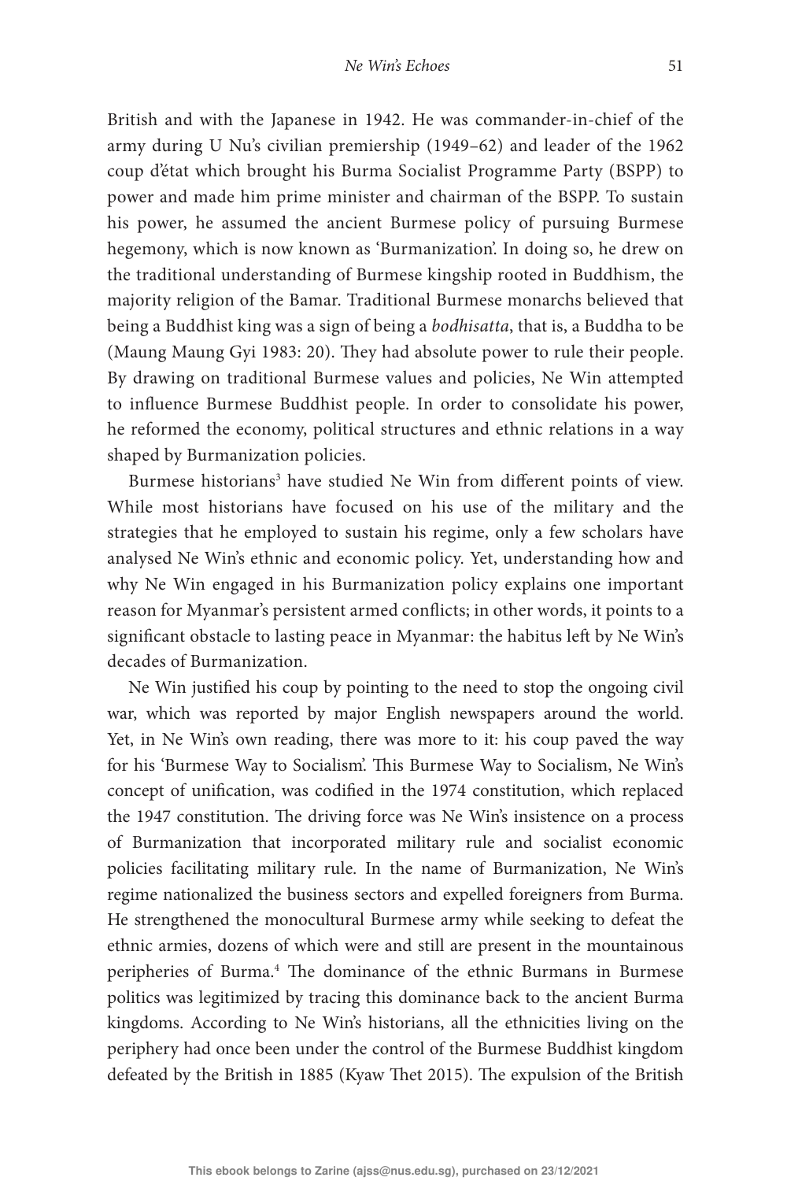British and with the Japanese in 1942. He was commander-in-chief of the army during U Nu's civilian premiership (1949–62) and leader of the 1962 coup d'état which brought his Burma Socialist Programme Party (BSPP) to power and made him prime minister and chairman of the BSPP. To sustain his power, he assumed the ancient Burmese policy of pursuing Burmese hegemony, which is now known as 'Burmanization'. In doing so, he drew on the traditional understanding of Burmese kingship rooted in Buddhism, the majority religion of the Bamar. Traditional Burmese monarchs believed that being a Buddhist king was a sign of being a *bodhisatta*, that is, a Buddha to be (Maung Maung Gyi 1983: 20). They had absolute power to rule their people. By drawing on traditional Burmese values and policies, Ne Win attempted to influence Burmese Buddhist people. In order to consolidate his power, he reformed the economy, political structures and ethnic relations in a way shaped by Burmanization policies.

Burmese historians[3] have studied Ne Win from different points of view. While most historians have focused on his use of the military and the strategies that he employed to sustain his regime, only a few scholars have analysed Ne Win's ethnic and economic policy. Yet, understanding how and why Ne Win engaged in his Burmanization policy explains one important reason for Myanmar's persistent armed conflicts; in other words, it points to a significant obstacle to lasting peace in Myanmar: the habitus left by Ne Win's decades of Burmanization.

Ne Win justified his coup by pointing to the need to stop the ongoing civil war, which was reported by major English newspapers around the world. Yet, in Ne Win's own reading, there was more to it: his coup paved the way for his 'Burmese Way to Socialism'. This Burmese Way to Socialism, Ne Win's concept of unification, was codified in the 1974 constitution, which replaced the 1947 constitution. The driving force was Ne Win's insistence on a process of Burmanization that incorporated military rule and socialist economic policies facilitating military rule. In the name of Burmanization, Ne Win's regime nationalized the business sectors and expelled foreigners from Burma. He strengthened the monocultural Burmese army while seeking to defeat the ethnic armies, dozens of which were and still are present in the mountainous peripheries of Burma.[4] The dominance of the ethnic Burmans in Burmese politics was legitimized by tracing this dominance back to the ancient Burma kingdoms. According to Ne Win's historians, all the ethnicities living on the periphery had once been under the control of the Burmese Buddhist kingdom defeated by the British in 1885 (Kyaw Thet 2015). The expulsion of the British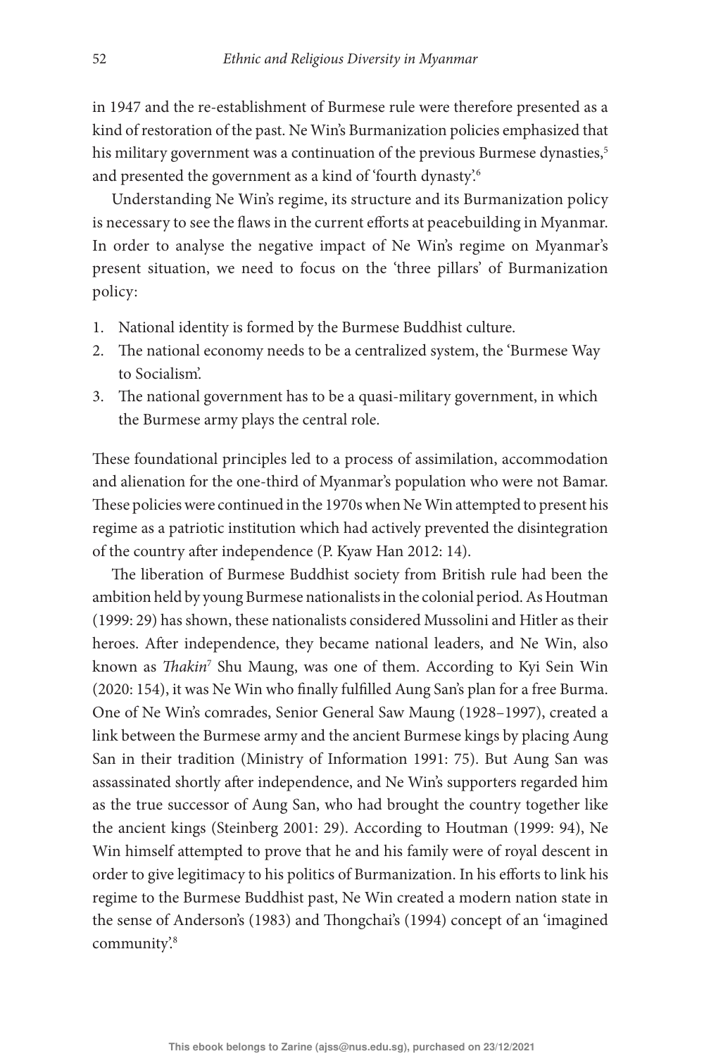in 1947 and the re-establishment of Burmese rule were therefore presented as a kind of restoration of the past. Ne Win's Burmanization policies emphasized that his military government was a continuation of the previous Burmese dynasties,[5] and presented the government as a kind of 'fourth dynasty'.[6]

Understanding Ne Win's regime, its structure and its Burmanization policy is necessary to see the flaws in the current efforts at peacebuilding in Myanmar. In order to analyse the negative impact of Ne Win's regime on Myanmar's present situation, we need to focus on the 'three pillars' of Burmanization policy:

1. National identity is formed by the Burmese Buddhist culture.
2. The national economy needs to be a centralized system, the 'Burmese Way to Socialism'.
3. The national government has to be a quasi-military government, in which the Burmese army plays the central role.

These foundational principles led to a process of assimilation, accommodation and alienation for the one-third of Myanmar's population who were not Bamar. These policies were continued in the 1970s when Ne Win attempted to present his regime as a patriotic institution which had actively prevented the disintegration of the country after independence (P. Kyaw Han 2012: 14).

The liberation of Burmese Buddhist society from British rule had been the ambition held by young Burmese nationalists in the colonial period. As Houtman (1999: 29) has shown, these nationalists considered Mussolini and Hitler as their heroes. After independence, they became national leaders, and Ne Win, also known as *Thakin*[7] Shu Maung, was one of them. According to Kyi Sein Win (2020: 154), it was Ne Win who finally fulfilled Aung San's plan for a free Burma. One of Ne Win's comrades, Senior General Saw Maung (1928–1997), created a link between the Burmese army and the ancient Burmese kings by placing Aung San in their tradition (Ministry of Information 1991: 75). But Aung San was assassinated shortly after independence, and Ne Win's supporters regarded him as the true successor of Aung San, who had brought the country together like the ancient kings (Steinberg 2001: 29). According to Houtman (1999: 94), Ne Win himself attempted to prove that he and his family were of royal descent in order to give legitimacy to his politics of Burmanization. In his efforts to link his regime to the Burmese Buddhist past, Ne Win created a modern nation state in the sense of Anderson's (1983) and Thongchai's (1994) concept of an 'imagined community'.[8]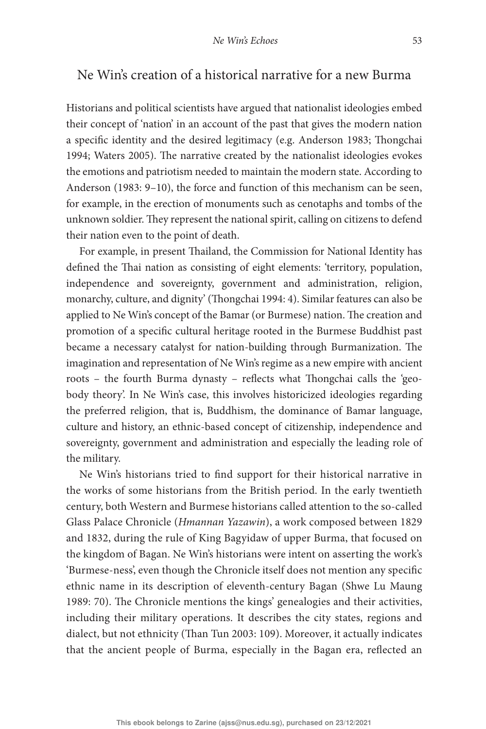## Ne Win's creation of a historical narrative for a new Burma

Historians and political scientists have argued that nationalist ideologies embed their concept of 'nation' in an account of the past that gives the modern nation a specific identity and the desired legitimacy (e.g. Anderson 1983; Thongchai 1994; Waters 2005). The narrative created by the nationalist ideologies evokes the emotions and patriotism needed to maintain the modern state. According to Anderson (1983: 9–10), the force and function of this mechanism can be seen, for example, in the erection of monuments such as cenotaphs and tombs of the unknown soldier. They represent the national spirit, calling on citizens to defend their nation even to the point of death.

For example, in present Thailand, the Commission for National Identity has defined the Thai nation as consisting of eight elements: 'territory, population, independence and sovereignty, government and administration, religion, monarchy, culture, and dignity' (Thongchai 1994: 4). Similar features can also be applied to Ne Win's concept of the Bamar (or Burmese) nation. The creation and promotion of a specific cultural heritage rooted in the Burmese Buddhist past became a necessary catalyst for nation-building through Burmanization. The imagination and representation of Ne Win's regime as a new empire with ancient roots – the fourth Burma dynasty – reflects what Thongchai calls the 'geo-body theory'. In Ne Win's case, this involves historicized ideologies regarding the preferred religion, that is, Buddhism, the dominance of Bamar language, culture and history, an ethnic-based concept of citizenship, independence and sovereignty, government and administration and especially the leading role of the military.

Ne Win's historians tried to find support for their historical narrative in the works of some historians from the British period. In the early twentieth century, both Western and Burmese historians called attention to the so-called Glass Palace Chronicle (*Hmannan Yazawin*), a work composed between 1829 and 1832, during the rule of King Bagyidaw of upper Burma, that focused on the kingdom of Bagan. Ne Win's historians were intent on asserting the work's 'Burmese-ness', even though the Chronicle itself does not mention any specific ethnic name in its description of eleventh-century Bagan (Shwe Lu Maung 1989: 70). The Chronicle mentions the kings' genealogies and their activities, including their military operations. It describes the city states, regions and dialect, but not ethnicity (Than Tun 2003: 109). Moreover, it actually indicates that the ancient people of Burma, especially in the Bagan era, reflected an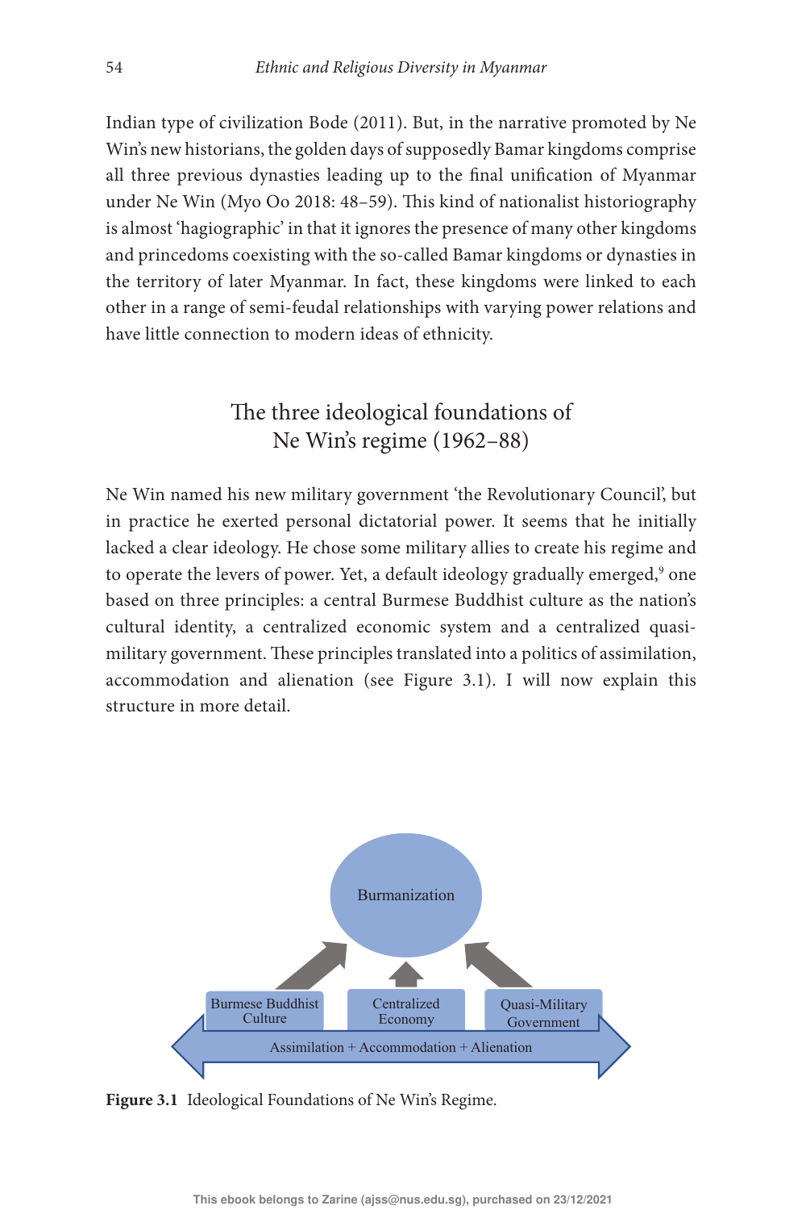Indian type of civilization Bode (2011). But, in the narrative promoted by Ne Win's new historians, the golden days of supposedly Bamar kingdoms comprise all three previous dynasties leading up to the final unification of Myanmar under Ne Win (Myo Oo 2018: 48–59). This kind of nationalist historiography is almost 'hagiographic' in that it ignores the presence of many other kingdoms and princedoms coexisting with the so-called Bamar kingdoms or dynasties in the territory of later Myanmar. In fact, these kingdoms were linked to each other in a range of semi-feudal relationships with varying power relations and have little connection to modern ideas of ethnicity.

## The three ideological foundations of Ne Win's regime (1962–88)

Ne Win named his new military government 'the Revolutionary Council', but in practice he exerted personal dictatorial power. It seems that he initially lacked a clear ideology. He chose some military allies to create his regime and to operate the levers of power. Yet, a default ideology gradually emerged,[9] one based on three principles: a central Burmese Buddhist culture as the nation's cultural identity, a centralized economic system and a centralized quasi-military government. These principles translated into a politics of assimilation, accommodation and alienation (see Figure 3.1). I will now explain this structure in more detail.

Burmanization

Burmese Buddhist Culture | Centralized Economy | Quasi-Military Government

Assimilation + Accommodation + Alienation

**Figure 3.1** Ideological Foundations of Ne Win's Regime.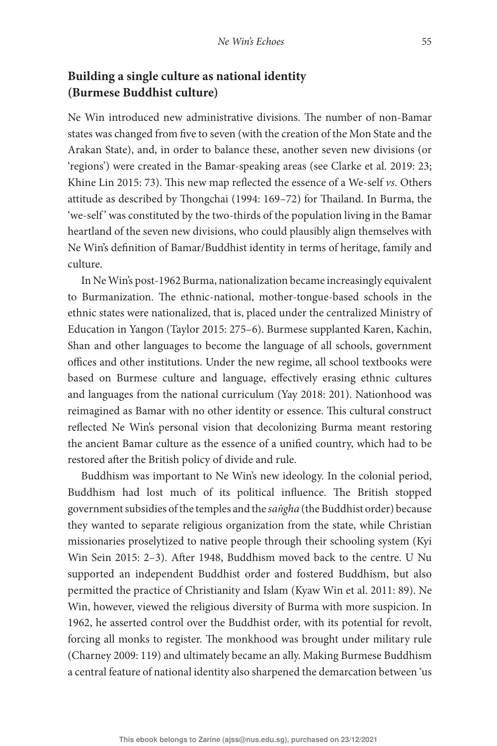## Building a single culture as national identity (Burmese Buddhist culture)

Ne Win introduced new administrative divisions. The number of non-Bamar states was changed from five to seven (with the creation of the Mon State and the Arakan State), and, in order to balance these, another seven new divisions (or 'regions') were created in the Bamar-speaking areas (see Clarke et al. 2019: 23; Khine Lin 2015: 73). This new map reflected the essence of a We-self *vs.* Others attitude as described by Thongchai (1994: 169–72) for Thailand. In Burma, the 'we-self' was constituted by the two-thirds of the population living in the Bamar heartland of the seven new divisions, who could plausibly align themselves with Ne Win's definition of Bamar/Buddhist identity in terms of heritage, family and culture.

In Ne Win's post-1962 Burma, nationalization became increasingly equivalent to Burmanization. The ethnic-national, mother-tongue-based schools in the ethnic states were nationalized, that is, placed under the centralized Ministry of Education in Yangon (Taylor 2015: 275–6). Burmese supplanted Karen, Kachin, Shan and other languages to become the language of all schools, government offices and other institutions. Under the new regime, all school textbooks were based on Burmese culture and language, effectively erasing ethnic cultures and languages from the national curriculum (Yay 2018: 201). Nationhood was reimagined as Bamar with no other identity or essence. This cultural construct reflected Ne Win's personal vision that decolonizing Burma meant restoring the ancient Bamar culture as the essence of a unified country, which had to be restored after the British policy of divide and rule.

Buddhism was important to Ne Win's new ideology. In the colonial period, Buddhism had lost much of its political influence. The British stopped government subsidies of the temples and the *saṅgha* (the Buddhist order) because they wanted to separate religious organization from the state, while Christian missionaries proselytized to native people through their schooling system (Kyi Win Sein 2015: 2–3). After 1948, Buddhism moved back to the centre. U Nu supported an independent Buddhist order and fostered Buddhism, but also permitted the practice of Christianity and Islam (Kyaw Win et al. 2011: 89). Ne Win, however, viewed the religious diversity of Burma with more suspicion. In 1962, he asserted control over the Buddhist order, with its potential for revolt, forcing all monks to register. The monkhood was brought under military rule (Charney 2009: 119) and ultimately became an ally. Making Burmese Buddhism a central feature of national identity also sharpened the demarcation between 'us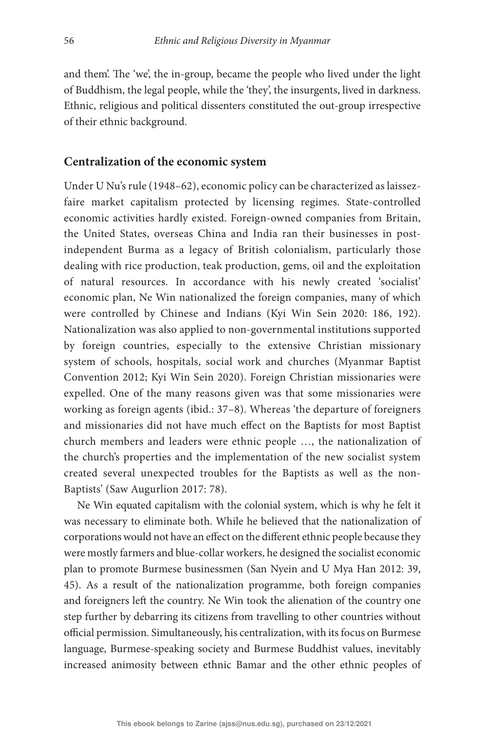and them'. The 'we', the in-group, became the people who lived under the light of Buddhism, the legal people, while the 'they', the insurgents, lived in darkness. Ethnic, religious and political dissenters constituted the out-group irrespective of their ethnic background.

## Centralization of the economic system

Under U Nu's rule (1948–62), economic policy can be characterized as laissez-faire market capitalism protected by licensing regimes. State-controlled economic activities hardly existed. Foreign-owned companies from Britain, the United States, overseas China and India ran their businesses in post-independent Burma as a legacy of British colonialism, particularly those dealing with rice production, teak production, gems, oil and the exploitation of natural resources. In accordance with his newly created 'socialist' economic plan, Ne Win nationalized the foreign companies, many of which were controlled by Chinese and Indians (Kyi Win Sein 2020: 186, 192). Nationalization was also applied to non-governmental institutions supported by foreign countries, especially to the extensive Christian missionary system of schools, hospitals, social work and churches (Myanmar Baptist Convention 2012; Kyi Win Sein 2020). Foreign Christian missionaries were expelled. One of the many reasons given was that some missionaries were working as foreign agents (ibid.: 37–8). Whereas 'the departure of foreigners and missionaries did not have much effect on the Baptists for most Baptist church members and leaders were ethnic people …, the nationalization of the church's properties and the implementation of the new socialist system created several unexpected troubles for the Baptists as well as the non-Baptists' (Saw Augurlion 2017: 78).

Ne Win equated capitalism with the colonial system, which is why he felt it was necessary to eliminate both. While he believed that the nationalization of corporations would not have an effect on the different ethnic people because they were mostly farmers and blue-collar workers, he designed the socialist economic plan to promote Burmese businessmen (San Nyein and U Mya Han 2012: 39, 45). As a result of the nationalization programme, both foreign companies and foreigners left the country. Ne Win took the alienation of the country one step further by debarring its citizens from travelling to other countries without official permission. Simultaneously, his centralization, with its focus on Burmese language, Burmese-speaking society and Burmese Buddhist values, inevitably increased animosity between ethnic Bamar and the other ethnic peoples of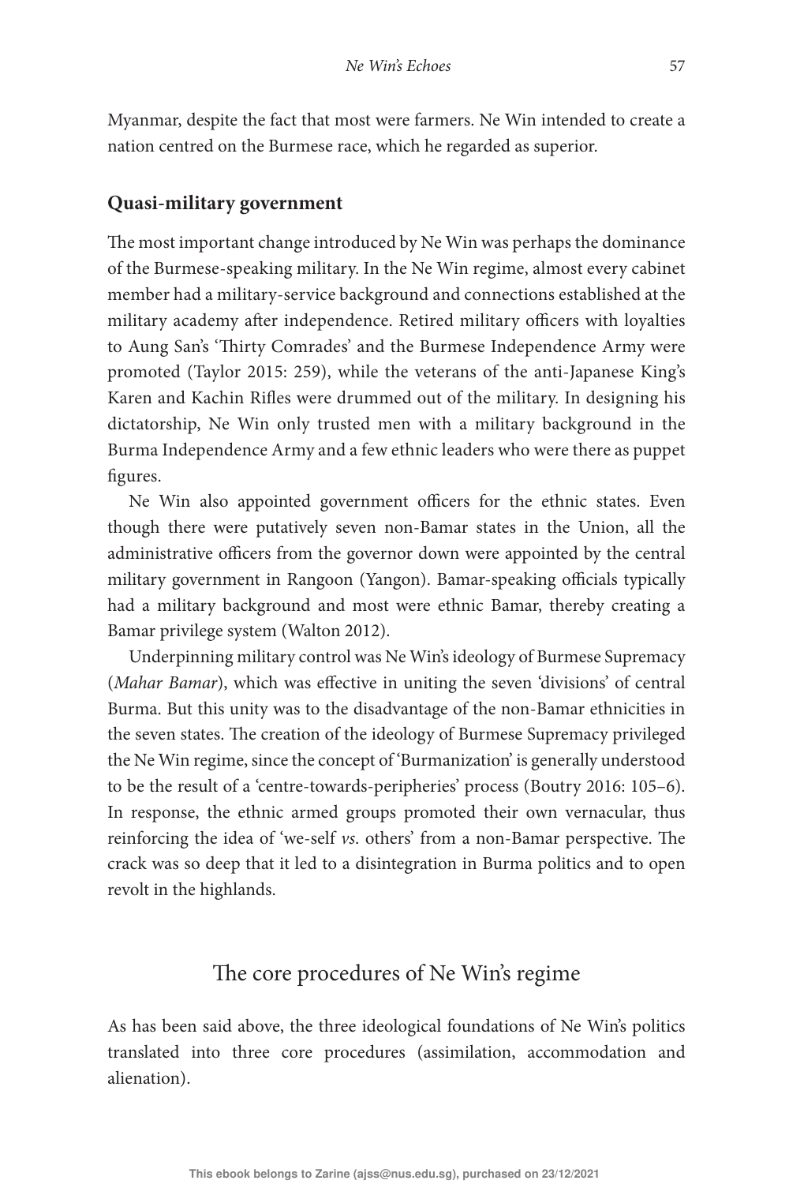Myanmar, despite the fact that most were farmers. Ne Win intended to create a nation centred on the Burmese race, which he regarded as superior.

### Quasi-military government

The most important change introduced by Ne Win was perhaps the dominance of the Burmese-speaking military. In the Ne Win regime, almost every cabinet member had a military-service background and connections established at the military academy after independence. Retired military officers with loyalties to Aung San's 'Thirty Comrades' and the Burmese Independence Army were promoted (Taylor 2015: 259), while the veterans of the anti-Japanese King's Karen and Kachin Rifles were drummed out of the military. In designing his dictatorship, Ne Win only trusted men with a military background in the Burma Independence Army and a few ethnic leaders who were there as puppet figures.

Ne Win also appointed government officers for the ethnic states. Even though there were putatively seven non-Bamar states in the Union, all the administrative officers from the governor down were appointed by the central military government in Rangoon (Yangon). Bamar-speaking officials typically had a military background and most were ethnic Bamar, thereby creating a Bamar privilege system (Walton 2012).

Underpinning military control was Ne Win's ideology of Burmese Supremacy (*Mahar Bamar*), which was effective in uniting the seven 'divisions' of central Burma. But this unity was to the disadvantage of the non-Bamar ethnicities in the seven states. The creation of the ideology of Burmese Supremacy privileged the Ne Win regime, since the concept of 'Burmanization' is generally understood to be the result of a 'centre-towards-peripheries' process (Boutry 2016: 105–6). In response, the ethnic armed groups promoted their own vernacular, thus reinforcing the idea of 'we-self *vs*. others' from a non-Bamar perspective. The crack was so deep that it led to a disintegration in Burma politics and to open revolt in the highlands.

## The core procedures of Ne Win's regime

As has been said above, the three ideological foundations of Ne Win's politics translated into three core procedures (assimilation, accommodation and alienation).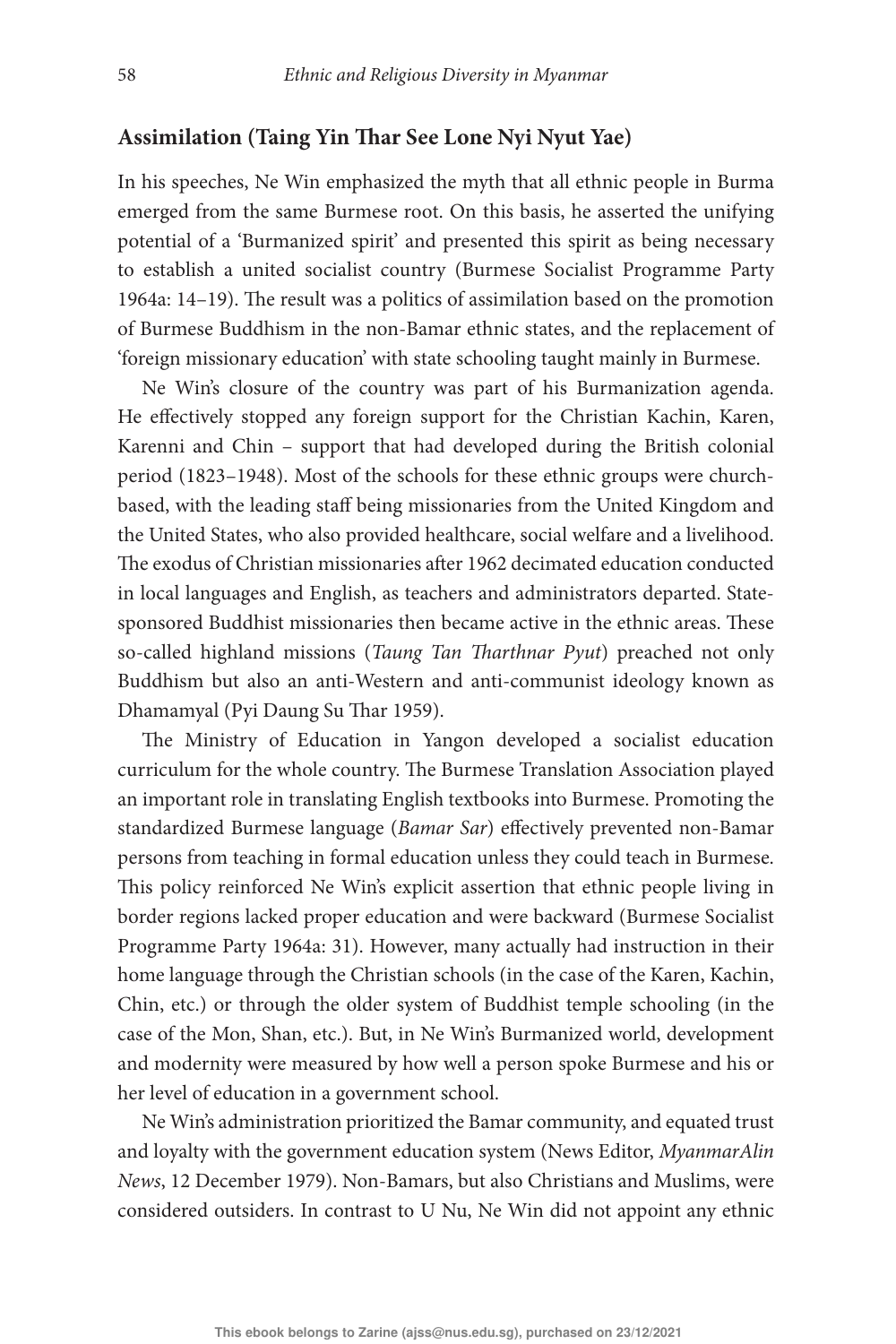## Assimilation (Taing Yin Thar See Lone Nyi Nyut Yae)

In his speeches, Ne Win emphasized the myth that all ethnic people in Burma emerged from the same Burmese root. On this basis, he asserted the unifying potential of a 'Burmanized spirit' and presented this spirit as being necessary to establish a united socialist country (Burmese Socialist Programme Party 1964a: 14–19). The result was a politics of assimilation based on the promotion of Burmese Buddhism in the non-Bamar ethnic states, and the replacement of 'foreign missionary education' with state schooling taught mainly in Burmese.

Ne Win's closure of the country was part of his Burmanization agenda. He effectively stopped any foreign support for the Christian Kachin, Karen, Karenni and Chin – support that had developed during the British colonial period (1823–1948). Most of the schools for these ethnic groups were church-based, with the leading staff being missionaries from the United Kingdom and the United States, who also provided healthcare, social welfare and a livelihood. The exodus of Christian missionaries after 1962 decimated education conducted in local languages and English, as teachers and administrators departed. State-sponsored Buddhist missionaries then became active in the ethnic areas. These so-called highland missions (*Taung Tan Tharthnar Pyut*) preached not only Buddhism but also an anti-Western and anti-communist ideology known as Dhamamyal (Pyi Daung Su Thar 1959).

The Ministry of Education in Yangon developed a socialist education curriculum for the whole country. The Burmese Translation Association played an important role in translating English textbooks into Burmese. Promoting the standardized Burmese language (*Bamar Sar*) effectively prevented non-Bamar persons from teaching in formal education unless they could teach in Burmese. This policy reinforced Ne Win's explicit assertion that ethnic people living in border regions lacked proper education and were backward (Burmese Socialist Programme Party 1964a: 31). However, many actually had instruction in their home language through the Christian schools (in the case of the Karen, Kachin, Chin, etc.) or through the older system of Buddhist temple schooling (in the case of the Mon, Shan, etc.). But, in Ne Win's Burmanized world, development and modernity were measured by how well a person spoke Burmese and his or her level of education in a government school.

Ne Win's administration prioritized the Bamar community, and equated trust and loyalty with the government education system (News Editor, *MyanmarAlin News*, 12 December 1979). Non-Bamars, but also Christians and Muslims, were considered outsiders. In contrast to U Nu, Ne Win did not appoint any ethnic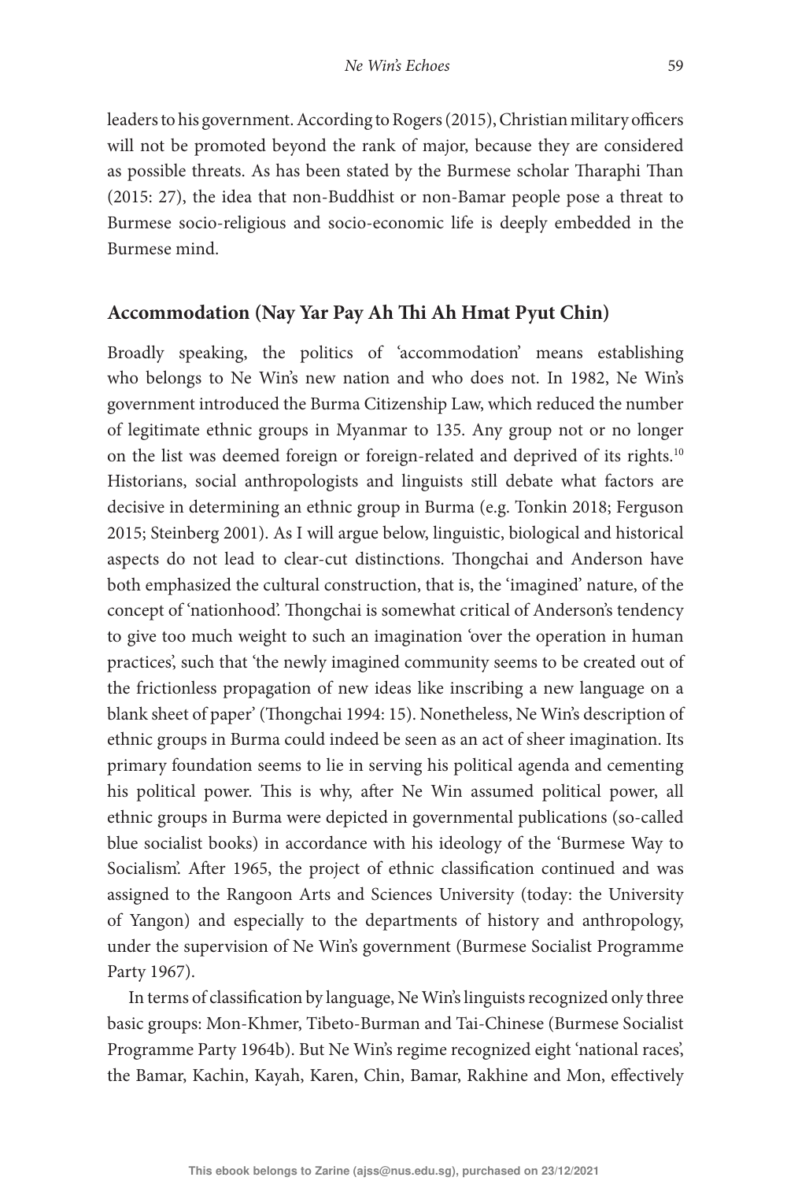leaders to his government. According to Rogers (2015), Christian military officers will not be promoted beyond the rank of major, because they are considered as possible threats. As has been stated by the Burmese scholar Tharaphi Than (2015: 27), the idea that non-Buddhist or non-Bamar people pose a threat to Burmese socio-religious and socio-economic life is deeply embedded in the Burmese mind.

## Accommodation (Nay Yar Pay Ah Thi Ah Hmat Pyut Chin)

Broadly speaking, the politics of 'accommodation' means establishing who belongs to Ne Win's new nation and who does not. In 1982, Ne Win's government introduced the Burma Citizenship Law, which reduced the number of legitimate ethnic groups in Myanmar to 135. Any group not or no longer on the list was deemed foreign or foreign-related and deprived of its rights.[10] Historians, social anthropologists and linguists still debate what factors are decisive in determining an ethnic group in Burma (e.g. Tonkin 2018; Ferguson 2015; Steinberg 2001). As I will argue below, linguistic, biological and historical aspects do not lead to clear-cut distinctions. Thongchai and Anderson have both emphasized the cultural construction, that is, the 'imagined' nature, of the concept of 'nationhood'. Thongchai is somewhat critical of Anderson's tendency to give too much weight to such an imagination 'over the operation in human practices', such that 'the newly imagined community seems to be created out of the frictionless propagation of new ideas like inscribing a new language on a blank sheet of paper' (Thongchai 1994: 15). Nonetheless, Ne Win's description of ethnic groups in Burma could indeed be seen as an act of sheer imagination. Its primary foundation seems to lie in serving his political agenda and cementing his political power. This is why, after Ne Win assumed political power, all ethnic groups in Burma were depicted in governmental publications (so-called blue socialist books) in accordance with his ideology of the 'Burmese Way to Socialism'. After 1965, the project of ethnic classification continued and was assigned to the Rangoon Arts and Sciences University (today: the University of Yangon) and especially to the departments of history and anthropology, under the supervision of Ne Win's government (Burmese Socialist Programme Party 1967).

In terms of classification by language, Ne Win's linguists recognized only three basic groups: Mon-Khmer, Tibeto-Burman and Tai-Chinese (Burmese Socialist Programme Party 1964b). But Ne Win's regime recognized eight 'national races', the Bamar, Kachin, Kayah, Karen, Chin, Bamar, Rakhine and Mon, effectively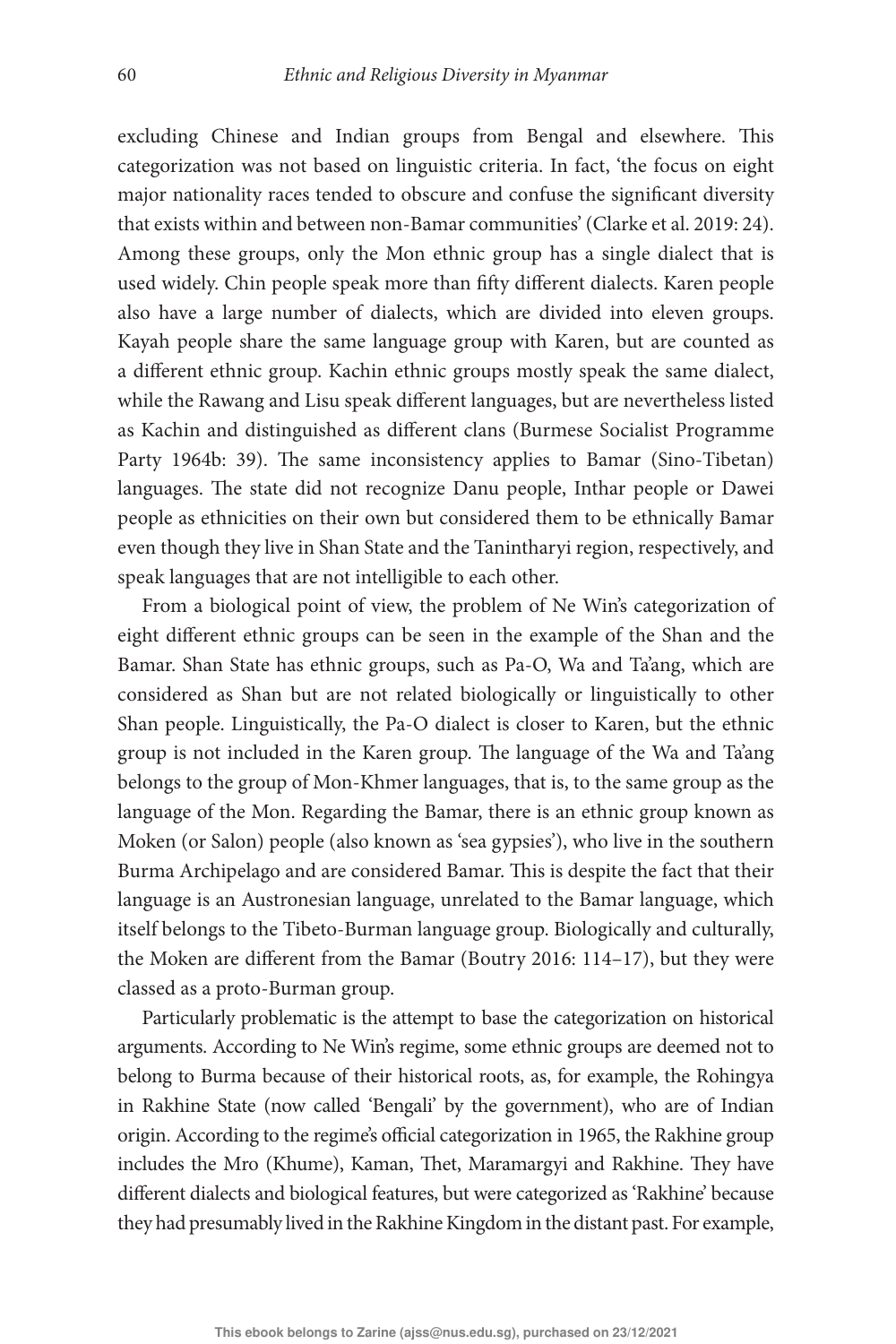excluding Chinese and Indian groups from Bengal and elsewhere. This categorization was not based on linguistic criteria. In fact, 'the focus on eight major nationality races tended to obscure and confuse the significant diversity that exists within and between non-Bamar communities' (Clarke et al. 2019: 24). Among these groups, only the Mon ethnic group has a single dialect that is used widely. Chin people speak more than fifty different dialects. Karen people also have a large number of dialects, which are divided into eleven groups. Kayah people share the same language group with Karen, but are counted as a different ethnic group. Kachin ethnic groups mostly speak the same dialect, while the Rawang and Lisu speak different languages, but are nevertheless listed as Kachin and distinguished as different clans (Burmese Socialist Programme Party 1964b: 39). The same inconsistency applies to Bamar (Sino-Tibetan) languages. The state did not recognize Danu people, Inthar people or Dawei people as ethnicities on their own but considered them to be ethnically Bamar even though they live in Shan State and the Tanintharyi region, respectively, and speak languages that are not intelligible to each other.

From a biological point of view, the problem of Ne Win's categorization of eight different ethnic groups can be seen in the example of the Shan and the Bamar. Shan State has ethnic groups, such as Pa-O, Wa and Ta'ang, which are considered as Shan but are not related biologically or linguistically to other Shan people. Linguistically, the Pa-O dialect is closer to Karen, but the ethnic group is not included in the Karen group. The language of the Wa and Ta'ang belongs to the group of Mon-Khmer languages, that is, to the same group as the language of the Mon. Regarding the Bamar, there is an ethnic group known as Moken (or Salon) people (also known as 'sea gypsies'), who live in the southern Burma Archipelago and are considered Bamar. This is despite the fact that their language is an Austronesian language, unrelated to the Bamar language, which itself belongs to the Tibeto-Burman language group. Biologically and culturally, the Moken are different from the Bamar (Boutry 2016: 114–17), but they were classed as a proto-Burman group.

Particularly problematic is the attempt to base the categorization on historical arguments. According to Ne Win's regime, some ethnic groups are deemed not to belong to Burma because of their historical roots, as, for example, the Rohingya in Rakhine State (now called 'Bengali' by the government), who are of Indian origin. According to the regime's official categorization in 1965, the Rakhine group includes the Mro (Khume), Kaman, Thet, Maramargyi and Rakhine. They have different dialects and biological features, but were categorized as 'Rakhine' because they had presumably lived in the Rakhine Kingdom in the distant past. For example,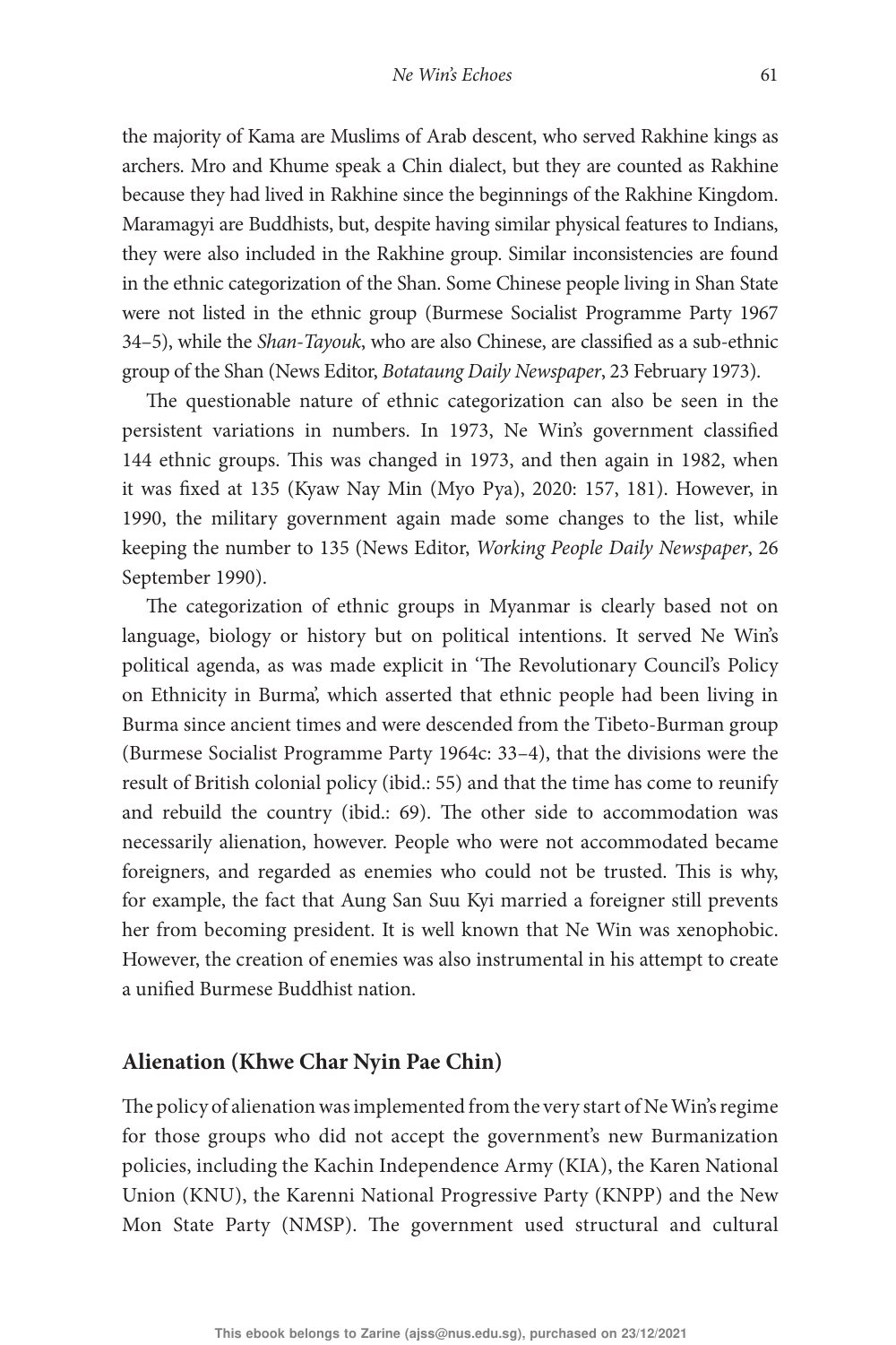the majority of Kama are Muslims of Arab descent, who served Rakhine kings as archers. Mro and Khume speak a Chin dialect, but they are counted as Rakhine because they had lived in Rakhine since the beginnings of the Rakhine Kingdom. Maramagyi are Buddhists, but, despite having similar physical features to Indians, they were also included in the Rakhine group. Similar inconsistencies are found in the ethnic categorization of the Shan. Some Chinese people living in Shan State were not listed in the ethnic group (Burmese Socialist Programme Party 1967 34–5), while the *Shan-Tayouk*, who are also Chinese, are classified as a sub-ethnic group of the Shan (News Editor, *Botataung Daily Newspaper*, 23 February 1973).

The questionable nature of ethnic categorization can also be seen in the persistent variations in numbers. In 1973, Ne Win's government classified 144 ethnic groups. This was changed in 1973, and then again in 1982, when it was fixed at 135 (Kyaw Nay Min (Myo Pya), 2020: 157, 181). However, in 1990, the military government again made some changes to the list, while keeping the number to 135 (News Editor, *Working People Daily Newspaper*, 26 September 1990).

The categorization of ethnic groups in Myanmar is clearly based not on language, biology or history but on political intentions. It served Ne Win's political agenda, as was made explicit in 'The Revolutionary Council's Policy on Ethnicity in Burma', which asserted that ethnic people had been living in Burma since ancient times and were descended from the Tibeto-Burman group (Burmese Socialist Programme Party 1964c: 33–4), that the divisions were the result of British colonial policy (ibid.: 55) and that the time has come to reunify and rebuild the country (ibid.: 69). The other side to accommodation was necessarily alienation, however. People who were not accommodated became foreigners, and regarded as enemies who could not be trusted. This is why, for example, the fact that Aung San Suu Kyi married a foreigner still prevents her from becoming president. It is well known that Ne Win was xenophobic. However, the creation of enemies was also instrumental in his attempt to create a unified Burmese Buddhist nation.

## Alienation (Khwe Char Nyin Pae Chin)

The policy of alienation was implemented from the very start of Ne Win's regime for those groups who did not accept the government's new Burmanization policies, including the Kachin Independence Army (KIA), the Karen National Union (KNU), the Karenni National Progressive Party (KNPP) and the New Mon State Party (NMSP). The government used structural and cultural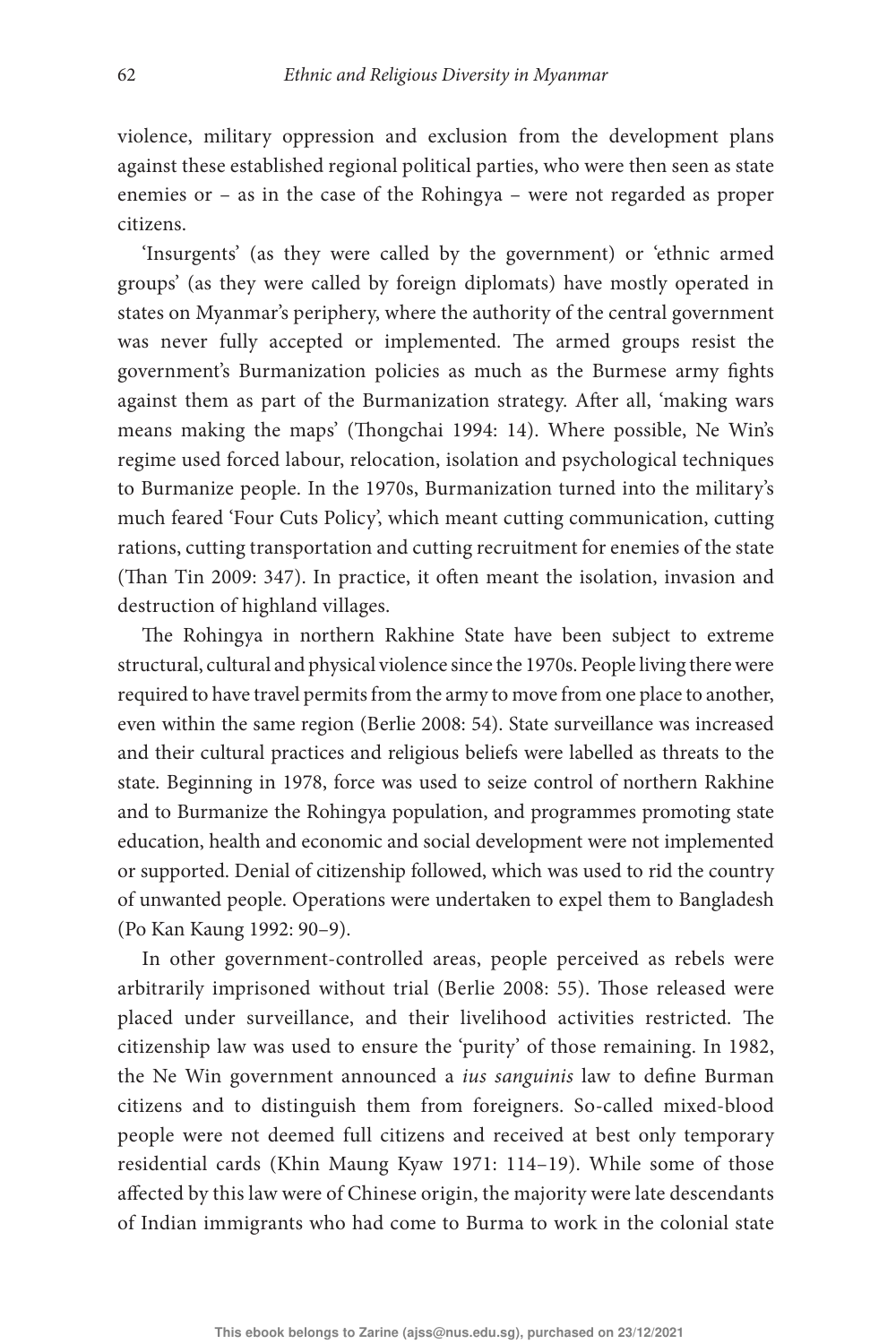violence, military oppression and exclusion from the development plans against these established regional political parties, who were then seen as state enemies or – as in the case of the Rohingya – were not regarded as proper citizens.

'Insurgents' (as they were called by the government) or 'ethnic armed groups' (as they were called by foreign diplomats) have mostly operated in states on Myanmar's periphery, where the authority of the central government was never fully accepted or implemented. The armed groups resist the government's Burmanization policies as much as the Burmese army fights against them as part of the Burmanization strategy. After all, 'making wars means making the maps' (Thongchai 1994: 14). Where possible, Ne Win's regime used forced labour, relocation, isolation and psychological techniques to Burmanize people. In the 1970s, Burmanization turned into the military's much feared 'Four Cuts Policy', which meant cutting communication, cutting rations, cutting transportation and cutting recruitment for enemies of the state (Than Tin 2009: 347). In practice, it often meant the isolation, invasion and destruction of highland villages.

The Rohingya in northern Rakhine State have been subject to extreme structural, cultural and physical violence since the 1970s. People living there were required to have travel permits from the army to move from one place to another, even within the same region (Berlie 2008: 54). State surveillance was increased and their cultural practices and religious beliefs were labelled as threats to the state. Beginning in 1978, force was used to seize control of northern Rakhine and to Burmanize the Rohingya population, and programmes promoting state education, health and economic and social development were not implemented or supported. Denial of citizenship followed, which was used to rid the country of unwanted people. Operations were undertaken to expel them to Bangladesh (Po Kan Kaung 1992: 90–9).

In other government-controlled areas, people perceived as rebels were arbitrarily imprisoned without trial (Berlie 2008: 55). Those released were placed under surveillance, and their livelihood activities restricted. The citizenship law was used to ensure the 'purity' of those remaining. In 1982, the Ne Win government announced a *ius sanguinis* law to define Burman citizens and to distinguish them from foreigners. So-called mixed-blood people were not deemed full citizens and received at best only temporary residential cards (Khin Maung Kyaw 1971: 114–19). While some of those affected by this law were of Chinese origin, the majority were late descendants of Indian immigrants who had come to Burma to work in the colonial state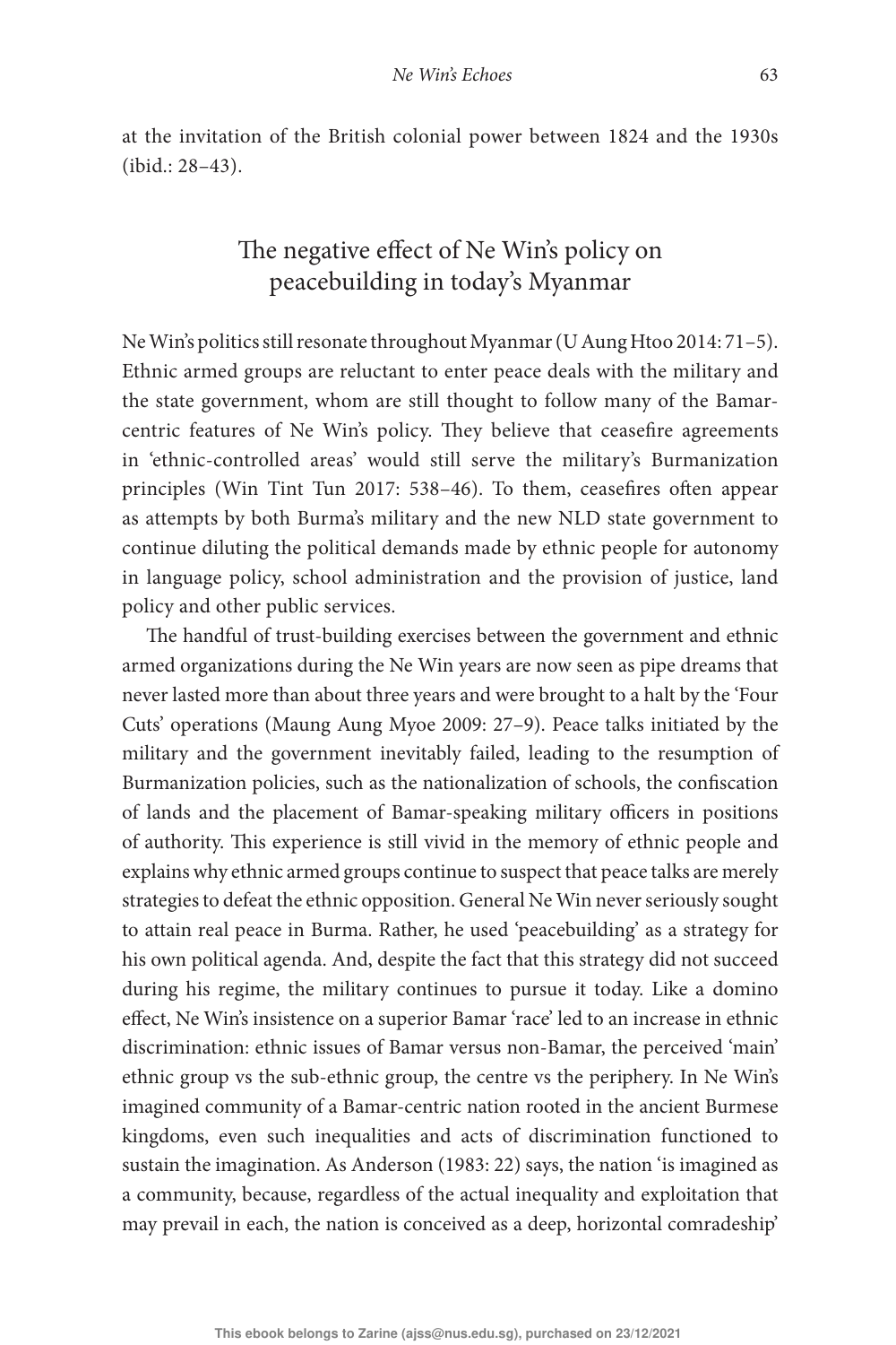at the invitation of the British colonial power between 1824 and the 1930s (ibid.: 28–43).

## The negative effect of Ne Win's policy on peacebuilding in today's Myanmar

Ne Win's politics still resonate throughout Myanmar (U Aung Htoo 2014: 71–5). Ethnic armed groups are reluctant to enter peace deals with the military and the state government, whom are still thought to follow many of the Bamar-centric features of Ne Win's policy. They believe that ceasefire agreements in 'ethnic-controlled areas' would still serve the military's Burmanization principles (Win Tint Tun 2017: 538–46). To them, ceasefires often appear as attempts by both Burma's military and the new NLD state government to continue diluting the political demands made by ethnic people for autonomy in language policy, school administration and the provision of justice, land policy and other public services.

The handful of trust-building exercises between the government and ethnic armed organizations during the Ne Win years are now seen as pipe dreams that never lasted more than about three years and were brought to a halt by the 'Four Cuts' operations (Maung Aung Myoe 2009: 27–9). Peace talks initiated by the military and the government inevitably failed, leading to the resumption of Burmanization policies, such as the nationalization of schools, the confiscation of lands and the placement of Bamar-speaking military officers in positions of authority. This experience is still vivid in the memory of ethnic people and explains why ethnic armed groups continue to suspect that peace talks are merely strategies to defeat the ethnic opposition. General Ne Win never seriously sought to attain real peace in Burma. Rather, he used 'peacebuilding' as a strategy for his own political agenda. And, despite the fact that this strategy did not succeed during his regime, the military continues to pursue it today. Like a domino effect, Ne Win's insistence on a superior Bamar 'race' led to an increase in ethnic discrimination: ethnic issues of Bamar versus non-Bamar, the perceived 'main' ethnic group vs the sub-ethnic group, the centre vs the periphery. In Ne Win's imagined community of a Bamar-centric nation rooted in the ancient Burmese kingdoms, even such inequalities and acts of discrimination functioned to sustain the imagination. As Anderson (1983: 22) says, the nation 'is imagined as a community, because, regardless of the actual inequality and exploitation that may prevail in each, the nation is conceived as a deep, horizontal comradeship'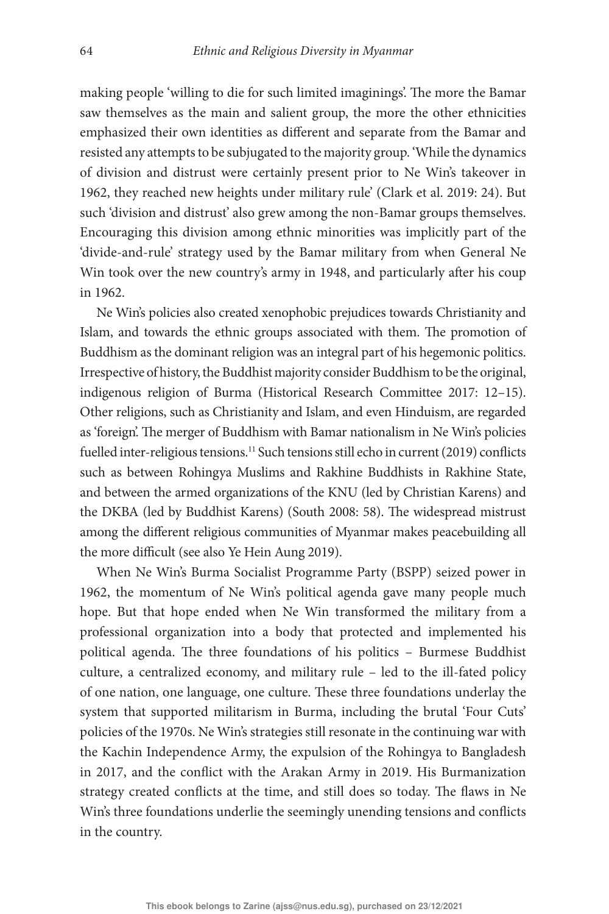making people 'willing to die for such limited imaginings'. The more the Bamar saw themselves as the main and salient group, the more the other ethnicities emphasized their own identities as different and separate from the Bamar and resisted any attempts to be subjugated to the majority group. 'While the dynamics of division and distrust were certainly present prior to Ne Win's takeover in 1962, they reached new heights under military rule' (Clark et al. 2019: 24). But such 'division and distrust' also grew among the non-Bamar groups themselves. Encouraging this division among ethnic minorities was implicitly part of the 'divide-and-rule' strategy used by the Bamar military from when General Ne Win took over the new country's army in 1948, and particularly after his coup in 1962.

Ne Win's policies also created xenophobic prejudices towards Christianity and Islam, and towards the ethnic groups associated with them. The promotion of Buddhism as the dominant religion was an integral part of his hegemonic politics. Irrespective of history, the Buddhist majority consider Buddhism to be the original, indigenous religion of Burma (Historical Research Committee 2017: 12–15). Other religions, such as Christianity and Islam, and even Hinduism, are regarded as 'foreign'. The merger of Buddhism with Bamar nationalism in Ne Win's policies fuelled inter-religious tensions.[11] Such tensions still echo in current (2019) conflicts such as between Rohingya Muslims and Rakhine Buddhists in Rakhine State, and between the armed organizations of the KNU (led by Christian Karens) and the DKBA (led by Buddhist Karens) (South 2008: 58). The widespread mistrust among the different religious communities of Myanmar makes peacebuilding all the more difficult (see also Ye Hein Aung 2019).

When Ne Win's Burma Socialist Programme Party (BSPP) seized power in 1962, the momentum of Ne Win's political agenda gave many people much hope. But that hope ended when Ne Win transformed the military from a professional organization into a body that protected and implemented his political agenda. The three foundations of his politics – Burmese Buddhist culture, a centralized economy, and military rule – led to the ill-fated policy of one nation, one language, one culture. These three foundations underlay the system that supported militarism in Burma, including the brutal 'Four Cuts' policies of the 1970s. Ne Win's strategies still resonate in the continuing war with the Kachin Independence Army, the expulsion of the Rohingya to Bangladesh in 2017, and the conflict with the Arakan Army in 2019. His Burmanization strategy created conflicts at the time, and still does so today. The flaws in Ne Win's three foundations underlie the seemingly unending tensions and conflicts in the country.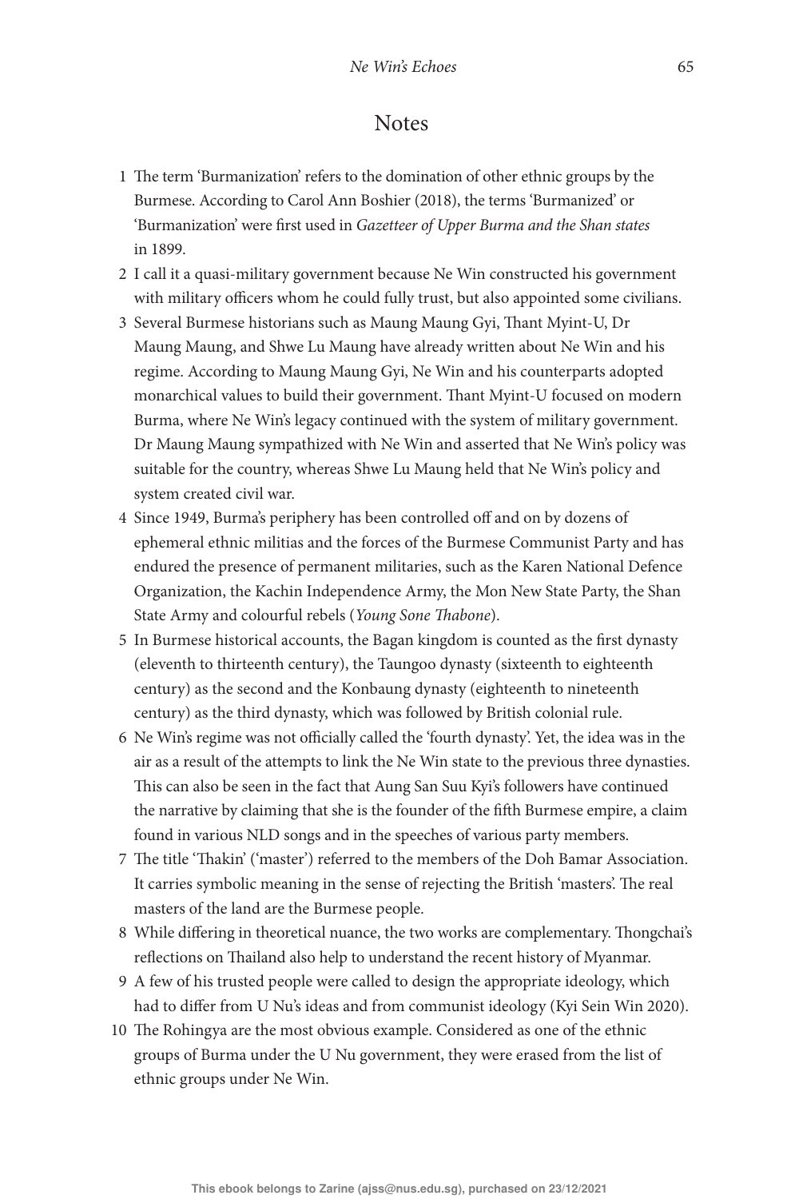## Notes

1. The term 'Burmanization' refers to the domination of other ethnic groups by the Burmese. According to Carol Ann Boshier (2018), the terms 'Burmanized' or 'Burmanization' were first used in *Gazetteer of Upper Burma and the Shan states* in 1899.
2. I call it a quasi-military government because Ne Win constructed his government with military officers whom he could fully trust, but also appointed some civilians.
3. Several Burmese historians such as Maung Maung Gyi, Thant Myint-U, Dr Maung Maung, and Shwe Lu Maung have already written about Ne Win and his regime. According to Maung Maung Gyi, Ne Win and his counterparts adopted monarchical values to build their government. Thant Myint-U focused on modern Burma, where Ne Win's legacy continued with the system of military government. Dr Maung Maung sympathized with Ne Win and asserted that Ne Win's policy was suitable for the country, whereas Shwe Lu Maung held that Ne Win's policy and system created civil war.
4. Since 1949, Burma's periphery has been controlled off and on by dozens of ephemeral ethnic militias and the forces of the Burmese Communist Party and has endured the presence of permanent militaries, such as the Karen National Defence Organization, the Kachin Independence Army, the Mon New State Party, the Shan State Army and colourful rebels (*Young Sone Thabone*).
5. In Burmese historical accounts, the Bagan kingdom is counted as the first dynasty (eleventh to thirteenth century), the Taungoo dynasty (sixteenth to eighteenth century) as the second and the Konbaung dynasty (eighteenth to nineteenth century) as the third dynasty, which was followed by British colonial rule.
6. Ne Win's regime was not officially called the 'fourth dynasty'. Yet, the idea was in the air as a result of the attempts to link the Ne Win state to the previous three dynasties. This can also be seen in the fact that Aung San Suu Kyi's followers have continued the narrative by claiming that she is the founder of the fifth Burmese empire, a claim found in various NLD songs and in the speeches of various party members.
7. The title 'Thakin' ('master') referred to the members of the Doh Bamar Association. It carries symbolic meaning in the sense of rejecting the British 'masters'. The real masters of the land are the Burmese people.
8. While differing in theoretical nuance, the two works are complementary. Thongchai's reflections on Thailand also help to understand the recent history of Myanmar.
9. A few of his trusted people were called to design the appropriate ideology, which had to differ from U Nu's ideas and from communist ideology (Kyi Sein Win 2020).
10. The Rohingya are the most obvious example. Considered as one of the ethnic groups of Burma under the U Nu government, they were erased from the list of ethnic groups under Ne Win.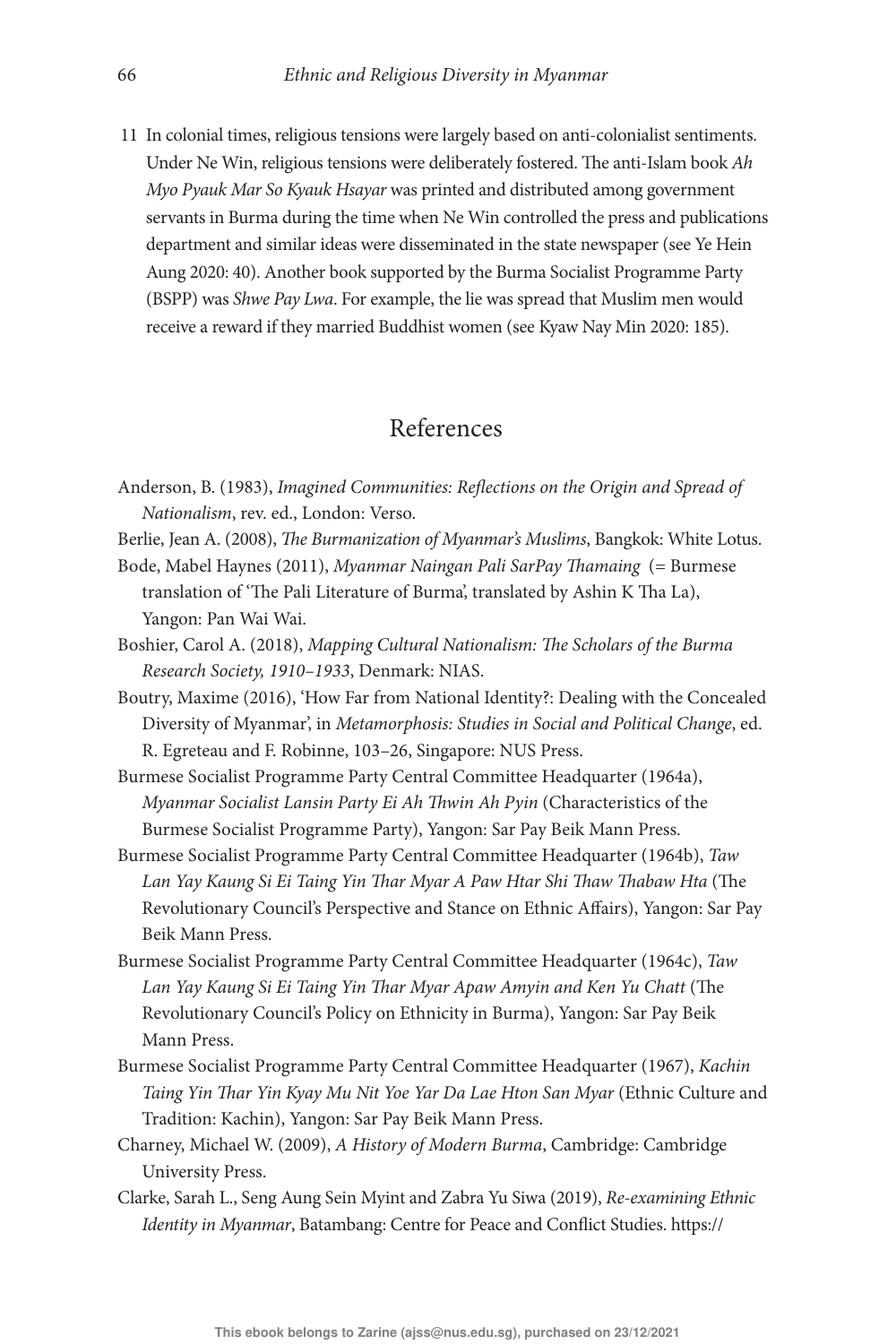11 In colonial times, religious tensions were largely based on anti-colonialist sentiments. Under Ne Win, religious tensions were deliberately fostered. The anti-Islam book *Ah Myo Pyauk Mar So Kyauk Hsayar* was printed and distributed among government servants in Burma during the time when Ne Win controlled the press and publications department and similar ideas were disseminated in the state newspaper (see Ye Hein Aung 2020: 40). Another book supported by the Burma Socialist Programme Party (BSPP) was *Shwe Pay Lwa*. For example, the lie was spread that Muslim men would receive a reward if they married Buddhist women (see Kyaw Nay Min 2020: 185).

## References

Anderson, B. (1983), *Imagined Communities: Reflections on the Origin and Spread of Nationalism*, rev. ed., London: Verso.

Berlie, Jean A. (2008), *The Burmanization of Myanmar's Muslims*, Bangkok: White Lotus.

Bode, Mabel Haynes (2011), *Myanmar Naingan Pali SarPay Thamaing* (= Burmese translation of 'The Pali Literature of Burma', translated by Ashin K Tha La), Yangon: Pan Wai Wai.

Boshier, Carol A. (2018), *Mapping Cultural Nationalism: The Scholars of the Burma Research Society, 1910–1933*, Denmark: NIAS.

Boutry, Maxime (2016), 'How Far from National Identity?: Dealing with the Concealed Diversity of Myanmar', in *Metamorphosis: Studies in Social and Political Change*, ed. R. Egreteau and F. Robinne, 103–26, Singapore: NUS Press.

Burmese Socialist Programme Party Central Committee Headquarter (1964a), *Myanmar Socialist Lansin Party Ei Ah Thwin Ah Pyin* (Characteristics of the Burmese Socialist Programme Party), Yangon: Sar Pay Beik Mann Press.

Burmese Socialist Programme Party Central Committee Headquarter (1964b), *Taw Lan Yay Kaung Si Ei Taing Yin Thar Myar A Paw Htar Shi Thaw Thabaw Hta* (The Revolutionary Council's Perspective and Stance on Ethnic Affairs), Yangon: Sar Pay Beik Mann Press.

Burmese Socialist Programme Party Central Committee Headquarter (1964c), *Taw Lan Yay Kaung Si Ei Taing Yin Thar Myar Apaw Amyin and Ken Yu Chatt* (The Revolutionary Council's Policy on Ethnicity in Burma), Yangon: Sar Pay Beik Mann Press.

Burmese Socialist Programme Party Central Committee Headquarter (1967), *Kachin Taing Yin Thar Yin Kyay Mu Nit Yoe Yar Da Lae Hton San Myar* (Ethnic Culture and Tradition: Kachin), Yangon: Sar Pay Beik Mann Press.

Charney, Michael W. (2009), *A History of Modern Burma*, Cambridge: Cambridge University Press.

Clarke, Sarah L., Seng Aung Sein Myint and Zabra Yu Siwa (2019), *Re-examining Ethnic Identity in Myanmar*, Batambang: Centre for Peace and Conflict Studies. https://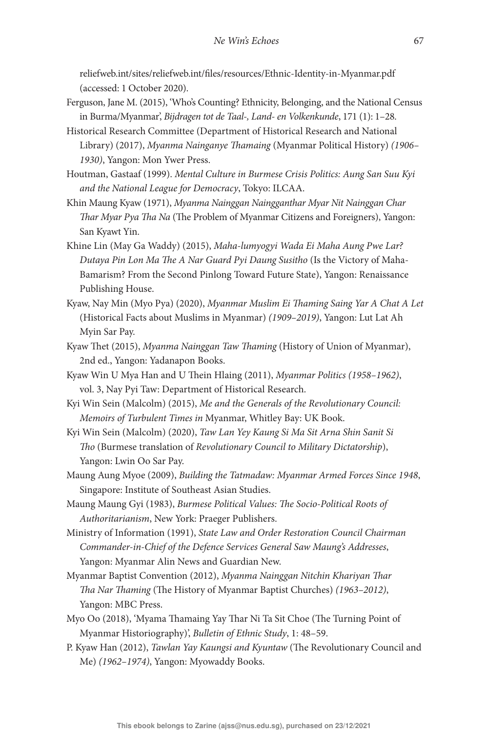reliefweb.int/sites/reliefweb.int/files/resources/Ethnic-Identity-in-Myanmar.pdf (accessed: 1 October 2020).

Ferguson, Jane M. (2015), 'Who's Counting? Ethnicity, Belonging, and the National Census in Burma/Myanmar', *Bijdragen tot de Taal-, Land- en Volkenkunde*, 171 (1): 1–28.

Historical Research Committee (Department of Historical Research and National Library) (2017), *Myanma Nainganye Thamaing* (Myanmar Political History) *(1906–1930)*, Yangon: Mon Ywer Press.

Houtman, Gastaaf (1999). *Mental Culture in Burmese Crisis Politics: Aung San Suu Kyi and the National League for Democracy*, Tokyo: ILCAA.

Khin Maung Kyaw (1971), *Myanma Nainggan Naingganthar Myar Nit Nainggan Char Thar Myar Pya Tha Na* (The Problem of Myanmar Citizens and Foreigners), Yangon: San Kyawt Yin.

Khine Lin (May Ga Waddy) (2015), *Maha-lumyogyi Wada Ei Maha Aung Pwe Lar? Dutaya Pin Lon Ma The A Nar Guard Pyi Daung Susitho* (Is the Victory of Maha-Bamarism? From the Second Pinlong Toward Future State), Yangon: Renaissance Publishing House.

Kyaw, Nay Min (Myo Pya) (2020), *Myanmar Muslim Ei Thaming Saing Yar A Chat A Let* (Historical Facts about Muslims in Myanmar) *(1909–2019)*, Yangon: Lut Lat Ah Myin Sar Pay.

Kyaw Thet (2015), *Myanma Nainggan Taw Thaming* (History of Union of Myanmar), 2nd ed., Yangon: Yadanapon Books.

Kyaw Win U Mya Han and U Thein Hlaing (2011), *Myanmar Politics (1958–1962)*, vol. 3, Nay Pyi Taw: Department of Historical Research.

Kyi Win Sein (Malcolm) (2015), *Me and the Generals of the Revolutionary Council: Memoirs of Turbulent Times in* Myanmar, Whitley Bay: UK Book.

Kyi Win Sein (Malcolm) (2020), *Taw Lan Yey Kaung Si Ma Sit Arna Shin Sanit Si Tho* (Burmese translation of *Revolutionary Council to Military Dictatorship*), Yangon: Lwin Oo Sar Pay.

Maung Aung Myoe (2009), *Building the Tatmadaw: Myanmar Armed Forces Since 1948*, Singapore: Institute of Southeast Asian Studies.

Maung Maung Gyi (1983), *Burmese Political Values: The Socio-Political Roots of Authoritarianism*, New York: Praeger Publishers.

Ministry of Information (1991), *State Law and Order Restoration Council Chairman Commander-in-Chief of the Defence Services General Saw Maung's Addresses*, Yangon: Myanmar Alin News and Guardian New.

Myanmar Baptist Convention (2012), *Myanma Nainggan Nitchin Khariyan Thar Tha Nar Thaming* (The History of Myanmar Baptist Churches) *(1963–2012)*, Yangon: MBC Press.

Myo Oo (2018), 'Myama Thamaing Yay Thar Ni Ta Sit Choe (The Turning Point of Myanmar Historiography)', *Bulletin of Ethnic Study*, 1: 48–59.

P. Kyaw Han (2012), *Tawlan Yay Kaungsi and Kyuntaw* (The Revolutionary Council and Me) *(1962–1974)*, Yangon: Myowaddy Books.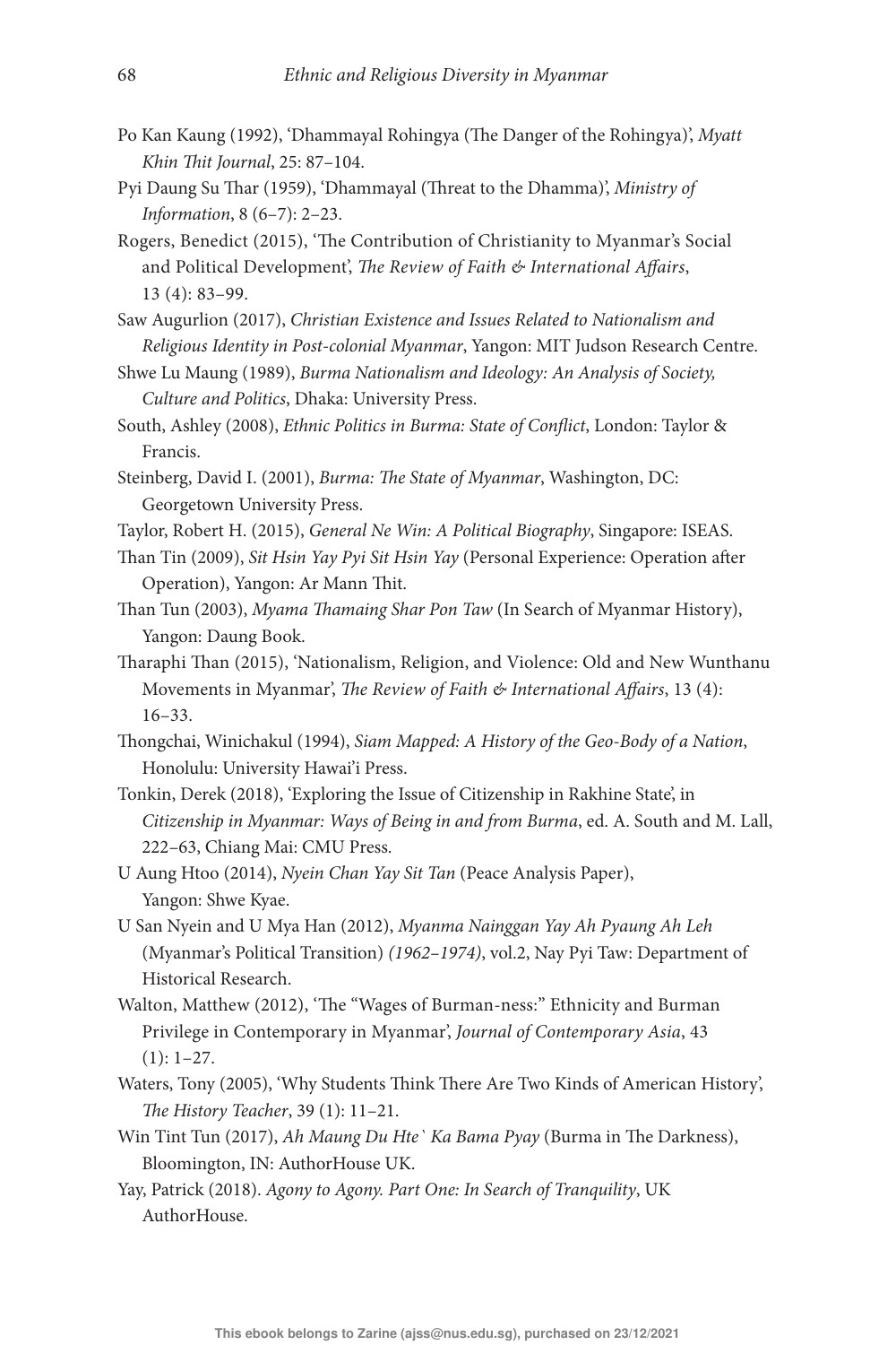Po Kan Kaung (1992), 'Dhammayal Rohingya (The Danger of the Rohingya)', *Myatt Khin Thit Journal*, 25: 87–104.

Pyi Daung Su Thar (1959), 'Dhammayal (Threat to the Dhamma)', *Ministry of Information*, 8 (6–7): 2–23.

Rogers, Benedict (2015), 'The Contribution of Christianity to Myanmar's Social and Political Development', *The Review of Faith & International Affairs*, 13 (4): 83–99.

Saw Augurlion (2017), *Christian Existence and Issues Related to Nationalism and Religious Identity in Post-colonial Myanmar*, Yangon: MIT Judson Research Centre.

Shwe Lu Maung (1989), *Burma Nationalism and Ideology: An Analysis of Society, Culture and Politics*, Dhaka: University Press.

South, Ashley (2008), *Ethnic Politics in Burma: State of Conflict*, London: Taylor & Francis.

Steinberg, David I. (2001), *Burma: The State of Myanmar*, Washington, DC: Georgetown University Press.

Taylor, Robert H. (2015), *General Ne Win: A Political Biography*, Singapore: ISEAS.

Than Tin (2009), *Sit Hsin Yay Pyi Sit Hsin Yay* (Personal Experience: Operation after Operation), Yangon: Ar Mann Thit.

Than Tun (2003), *Myama Thamaing Shar Pon Taw* (In Search of Myanmar History), Yangon: Daung Book.

Tharaphi Than (2015), 'Nationalism, Religion, and Violence: Old and New Wunthanu Movements in Myanmar', *The Review of Faith & International Affairs*, 13 (4): 16–33.

Thongchai, Winichakul (1994), *Siam Mapped: A History of the Geo-Body of a Nation*, Honolulu: University Hawai'i Press.

Tonkin, Derek (2018), 'Exploring the Issue of Citizenship in Rakhine State', in *Citizenship in Myanmar: Ways of Being in and from Burma*, ed. A. South and M. Lall, 222–63, Chiang Mai: CMU Press.

U Aung Htoo (2014), *Nyein Chan Yay Sit Tan* (Peace Analysis Paper), Yangon: Shwe Kyae.

U San Nyein and U Mya Han (2012), *Myanma Nainggan Yay Ah Pyaung Ah Leh* (Myanmar's Political Transition) *(1962–1974)*, vol.2, Nay Pyi Taw: Department of Historical Research.

Walton, Matthew (2012), 'The "Wages of Burman-ness:" Ethnicity and Burman Privilege in Contemporary in Myanmar', *Journal of Contemporary Asia*, 43 (1): 1–27.

Waters, Tony (2005), 'Why Students Think There Are Two Kinds of American History', *The History Teacher*, 39 (1): 11–21.

Win Tint Tun (2017), *Ah Maung Du Hte ̀ Ka Bama Pyay* (Burma in The Darkness), Bloomington, IN: AuthorHouse UK.

Yay, Patrick (2018). *Agony to Agony. Part One: In Search of Tranquility*, UK AuthorHouse.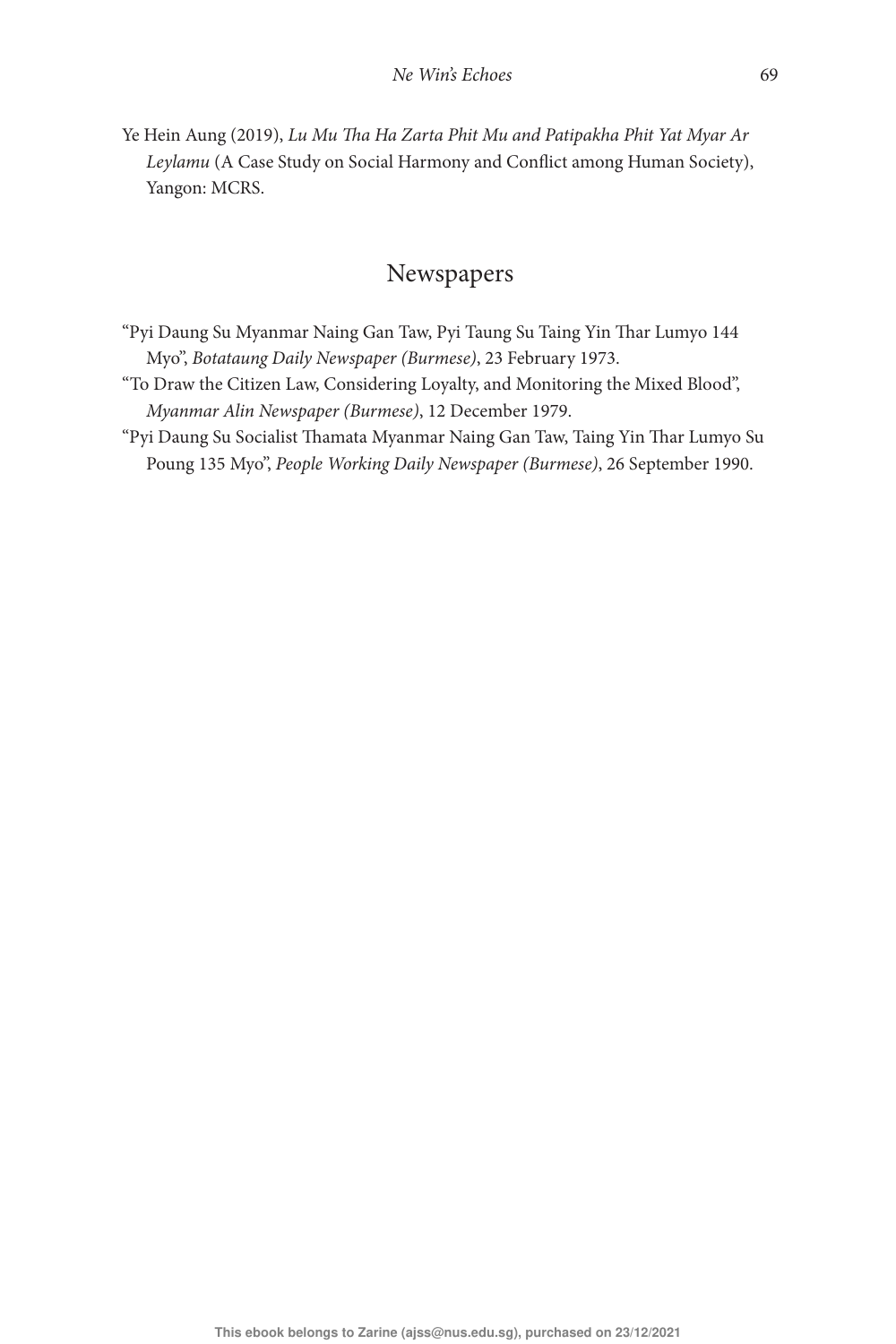Ye Hein Aung (2019), *Lu Mu Tha Ha Zarta Phit Mu and Patipakha Phit Yat Myar Ar Leylamu* (A Case Study on Social Harmony and Conflict among Human Society), Yangon: MCRS.

## Newspapers

"Pyi Daung Su Myanmar Naing Gan Taw, Pyi Taung Su Taing Yin Thar Lumyo 144 Myo", *Botataung Daily Newspaper (Burmese)*, 23 February 1973.

"To Draw the Citizen Law, Considering Loyalty, and Monitoring the Mixed Blood", *Myanmar Alin Newspaper (Burmese)*, 12 December 1979.

"Pyi Daung Su Socialist Thamata Myanmar Naing Gan Taw, Taing Yin Thar Lumyo Su Poung 135 Myo", *People Working Daily Newspaper (Burmese)*, 26 September 1990.